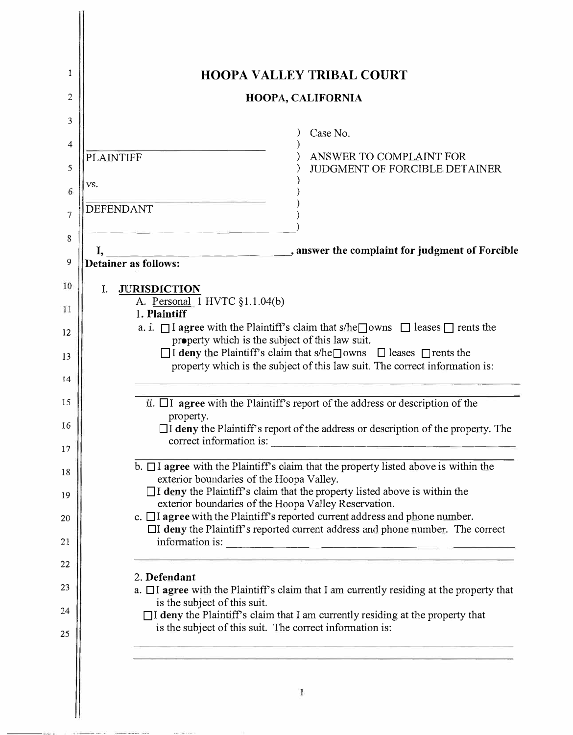# HOOPA VALLEY TRIBAL COURT

## HOOPA, CALIFORNIA

| | |
|---|---|
| ______________________ PLAINTIFF | Case No. |
| vs. | ANSWER TO COMPLAINT FOR JUDGMENT OF FORCIBLE DETAINER |
| ______________________ DEFENDANT | |

**I, ______________________, answer the complaint for judgment of Forcible Detainer as follows:**

I. **JURISDICTION**

A. Personal 1 HVTC §1.1.04(b)

1. **Plaintiff**

a. i. ☐ I **agree** with the Plaintiff's claim that s/he ☐ owns ☐ leases ☐ rents the property which is the subject of this law suit.

☐ I **deny** the Plaintiff's claim that s/he ☐ owns ☐ leases ☐ rents the property which is the subject of this law suit. The correct information is:

______________________

______________________

ii. ☐ I **agree** with the Plaintiff's report of the address or description of the property.

☐ I **deny** the Plaintiff's report of the address or description of the property. The correct information is: ______________________

______________________

b. ☐ I **agree** with the Plaintiff's claim that the property listed above is within the exterior boundaries of the Hoopa Valley.

☐ I **deny** the Plaintiff's claim that the property listed above is within the exterior boundaries of the Hoopa Valley Reservation.

c. ☐ I **agree** with the Plaintiff's reported current address and phone number.

☐ I **deny** the Plaintiff's reported current address and phone number. The correct information is: ______________________

______________________

2. **Defendant**

a. ☐ I **agree** with the Plaintiff's claim that I am currently residing at the property that is the subject of this suit.

☐ I **deny** the Plaintiff's claim that I am currently residing at the property that is the subject of this suit. The correct information is:

______________________

______________________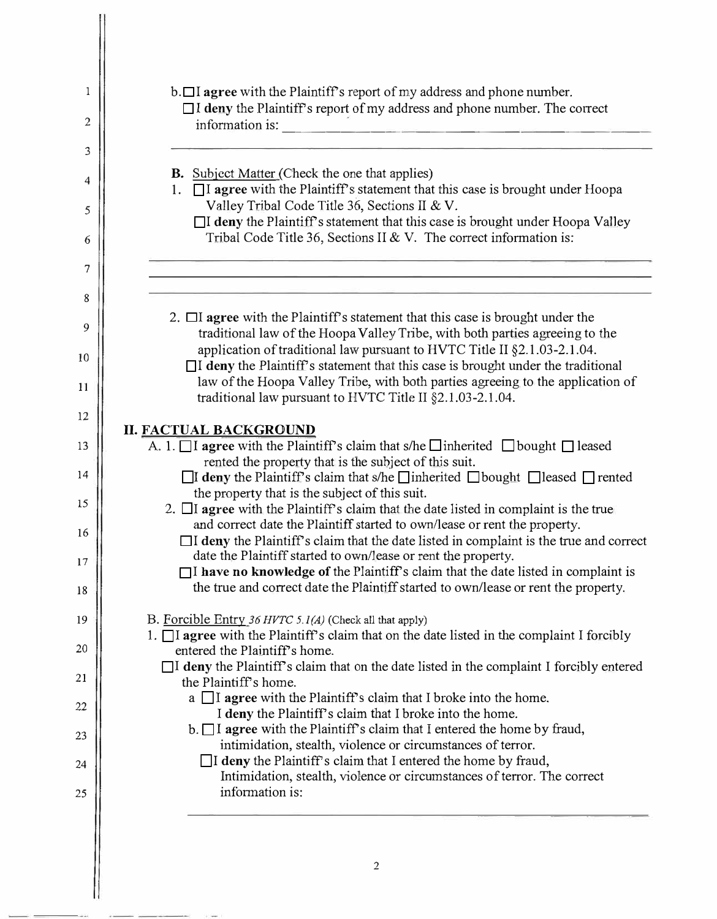b. ☐ I **agree** with the Plaintiff's report of my address and phone number.
☐ I **deny** the Plaintiff's report of my address and phone number. The correct information is: ______________________________________________

______________________________________________

**B.** Subject Matter (Check the one that applies)

1. ☐ I **agree** with the Plaintiff's statement that this case is brought under Hoopa Valley Tribal Code Title 36, Sections II & V.
   ☐ I **deny** the Plaintiff's statement that this case is brought under Hoopa Valley Tribal Code Title 36, Sections II & V. The correct information is:

   ______________________________________________

   ______________________________________________

   ______________________________________________

2. ☐ I **agree** with the Plaintiff's statement that this case is brought under the traditional law of the Hoopa Valley Tribe, with both parties agreeing to the application of traditional law pursuant to HVTC Title II §2.1.03-2.1.04.
   ☐ I **deny** the Plaintiff's statement that this case is brought under the traditional law of the Hoopa Valley Tribe, with both parties agreeing to the application of traditional law pursuant to HVTC Title II §2.1.03-2.1.04.

## II. FACTUAL BACKGROUND

A. 1. ☐ I **agree** with the Plaintiff's claim that s/he ☐ inherited ☐ bought ☐ leased rented the property that is the subject of this suit.
☐ I **deny** the Plaintiff's claim that s/he ☐ inherited ☐ bought ☐ leased ☐ rented the property that is the subject of this suit.

2. ☐ I **agree** with the Plaintiff's claim that the date listed in complaint is the true and correct date the Plaintiff started to own/lease or rent the property.
   ☐ I **deny** the Plaintiff's claim that the date listed in complaint is the true and correct date the Plaintiff started to own/lease or rent the property.
   ☐ I **have no knowledge of** the Plaintiff's claim that the date listed in complaint is the true and correct date the Plaintiff started to own/lease or rent the property.

B. Forcible Entry *36 HVTC 5.1(A)* (Check all that apply)

1. ☐ I **agree** with the Plaintiff's claim that on the date listed in the complaint I forcibly entered the Plaintiff's home.
   ☐ I **deny** the Plaintiff's claim that on the date listed in the complaint I forcibly entered the Plaintiff's home.
   a ☐ I **agree** with the Plaintiff's claim that I broke into the home.
   I **deny** the Plaintiff's claim that I broke into the home.
   b. ☐ I **agree** with the Plaintiff's claim that I entered the home by fraud, intimidation, stealth, violence or circumstances of terror.
   ☐ I **deny** the Plaintiff's claim that I entered the home by fraud, Intimidation, stealth, violence or circumstances of terror. The correct information is:

   ______________________________________________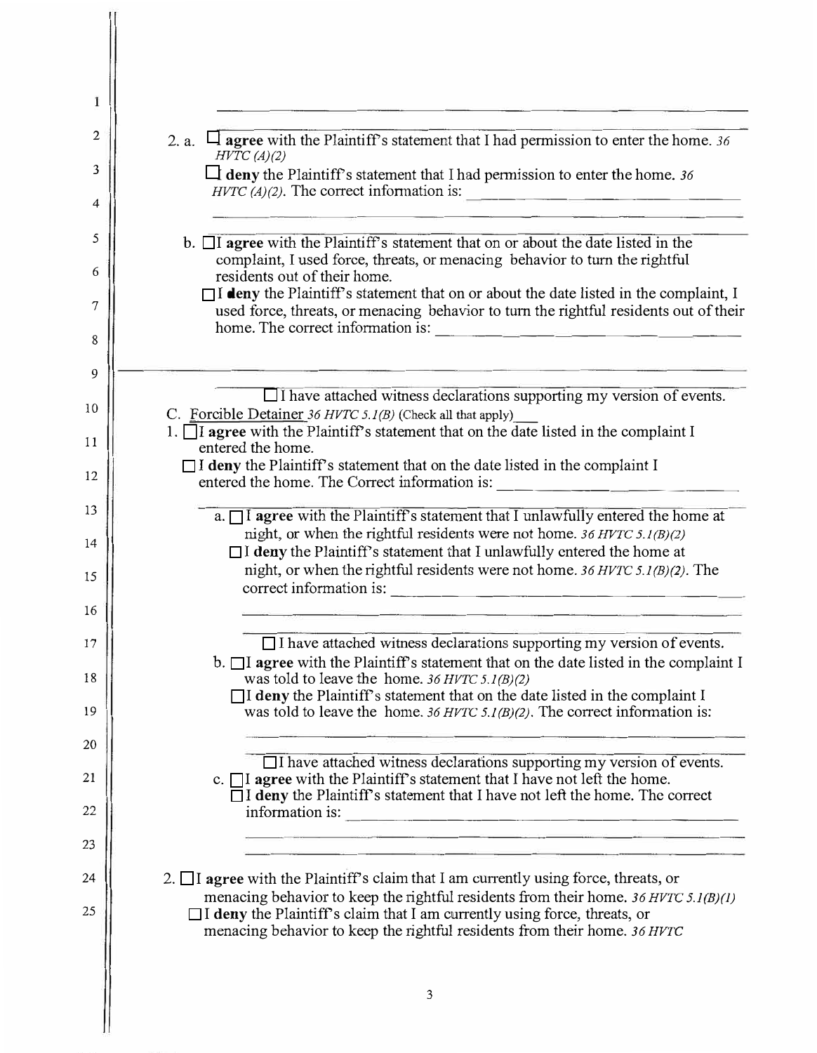2. a. ☐ **agree** with the Plaintiff's statement that I had permission to enter the home. *36 HVTC (A)(2)*

☐ **deny** the Plaintiff's statement that I had permission to enter the home. *36 HVTC (A)(2)*. The correct information is: ______________________________

_______________________________________________

b. ☐ I **agree** with the Plaintiff's statement that on or about the date listed in the complaint, I used force, threats, or menacing behavior to turn the rightful residents out of their home.

☐ I **deny** the Plaintiff's statement that on or about the date listed in the complaint, I used force, threats, or menacing behavior to turn the rightful residents out of their home. The correct information is: ______________________________

_______________________________________________

☐ I have attached witness declarations supporting my version of events.

C. Forcible Detainer *36 HVTC 5.1(B)* (Check all that apply)___

1. ☐ I **agree** with the Plaintiff's statement that on the date listed in the complaint I entered the home.

☐ I **deny** the Plaintiff's statement that on the date listed in the complaint I entered the home. The Correct information is: ______________________________

a. ☐ I **agree** with the Plaintiff's statement that I unlawfully entered the home at night, or when the rightful residents were not home. *36 HVTC 5.1(B)(2)*

☐ I **deny** the Plaintiff's statement that I unlawfully entered the home at night, or when the rightful residents were not home. *36 HVTC 5.1(B)(2)*. The correct information is: ______________________________

_______________________________________________

☐ I have attached witness declarations supporting my version of events.

b. ☐ I **agree** with the Plaintiff's statement that on the date listed in the complaint I was told to leave the home. *36 HVTC 5.1(B)(2)*

☐ I **deny** the Plaintiff's statement that on the date listed in the complaint I was told to leave the home. *36 HVTC 5.1(B)(2)*. The correct information is:

_______________________________________________

☐ I have attached witness declarations supporting my version of events.

c. ☐ I **agree** with the Plaintiff's statement that I have not left the home.

☐ I **deny** the Plaintiff's statement that I have not left the home. The correct information is: ______________________________

_______________________________________________

2. ☐ I **agree** with the Plaintiff's claim that I am currently using force, threats, or menacing behavior to keep the rightful residents from their home. *36 HVTC 5.1(B)(1)*

☐ I **deny** the Plaintiff's claim that I am currently using force, threats, or menacing behavior to keep the rightful residents from their home. *36 HVTC*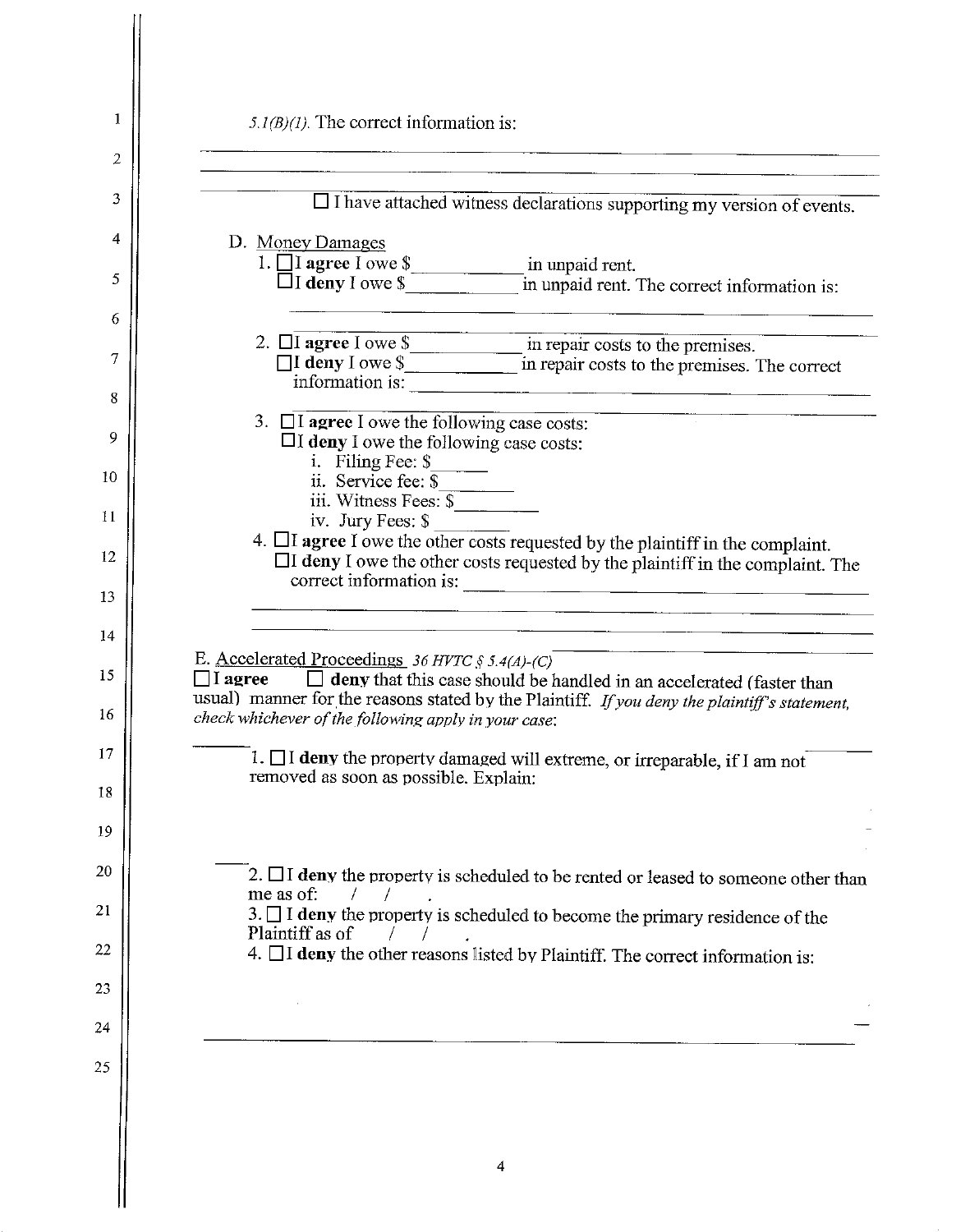*5.1(B)(1).* The correct information is:

______________________________________________________________________

______________________________________________________________________

☐ I have attached witness declarations supporting my version of events.

D. Money Damages

1. ☐ **I agree** I owe $__________ in unpaid rent.
   ☐ **I deny** I owe $__________ in unpaid rent. The correct information is:
   ______________________________________________________________________

2. ☐ **I agree** I owe $__________ in repair costs to the premises.
   ☐ **I deny** I owe $__________ in repair costs to the premises. The correct information is: ______________________________________________________________________

3. ☐ **I agree** I owe the following case costs:
   ☐ **I deny** I owe the following case costs:
   i. Filing Fee: $______
   ii. Service fee: $______
   iii. Witness Fees: $________
   iv. Jury Fees: $ ________

4. ☐ **I agree** I owe the other costs requested by the plaintiff in the complaint.
   ☐ **I deny** I owe the other costs requested by the plaintiff in the complaint. The correct information is: ______________________________________________________________________
   ______________________________________________________________________
   ______________________________________________________________________

E. Accelerated Proceedings *36 HVTC § 5.4(A)-(C)*

☐ **I agree** ☐ **deny** that this case should be handled in an accelerated (faster than usual) manner for the reasons stated by the Plaintiff. *If you deny the plaintiff's statement, check whichever of the following apply in your case:*

1. ☐ **I deny** the property damaged will extreme, or irreparable, if I am not removed as soon as possible. Explain:

2. ☐ **I deny** the property is scheduled to be rented or leased to someone other than me as of: / / .
3. ☐ **I deny** the property is scheduled to become the primary residence of the Plaintiff as of / / .
4. ☐ **I deny** the other reasons listed by Plaintiff. The correct information is:

______________________________________________________________________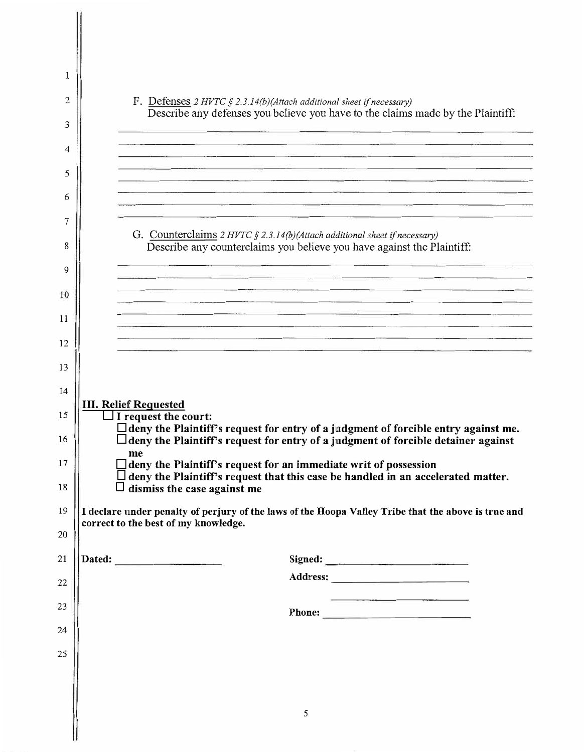F. Defenses *2 HVTC § 2.3.14(b)(Attach additional sheet if necessary)*
Describe any defenses you believe you have to the claims made by the Plaintiff:

_______________________________________________________________________

_______________________________________________________________________

_______________________________________________________________________

_______________________________________________________________________

_______________________________________________________________________

_______________________________________________________________________

_______________________________________________________________________

G. Counterclaims *2 HVTC § 2.3.14(b)(Attach additional sheet if necessary)*
Describe any counterclaims you believe you have against the Plaintiff:

_______________________________________________________________________

_______________________________________________________________________

_______________________________________________________________________

_______________________________________________________________________

_______________________________________________________________________

_______________________________________________________________________

_______________________________________________________________________

**III. Relief Requested**

☐ **I request the court:**

- ☐ **deny the Plaintiff's request for entry of a judgment of forcible entry against me.**
- ☐ **deny the Plaintiff's request for entry of a judgment of forcible detainer against me**
- ☐ **deny the Plaintiff's request for an immediate writ of possession**
- ☐ **deny the Plaintiff's request that this case be handled in an accelerated matter.**
- ☐ **dismiss the case against me**

**I declare under penalty of perjury of the laws of the Hoopa Valley Tribe that the above is true and correct to the best of my knowledge.**

**Dated:** ____________________

**Signed:** ____________________

**Address:** ____________________

____________________

**Phone:** ____________________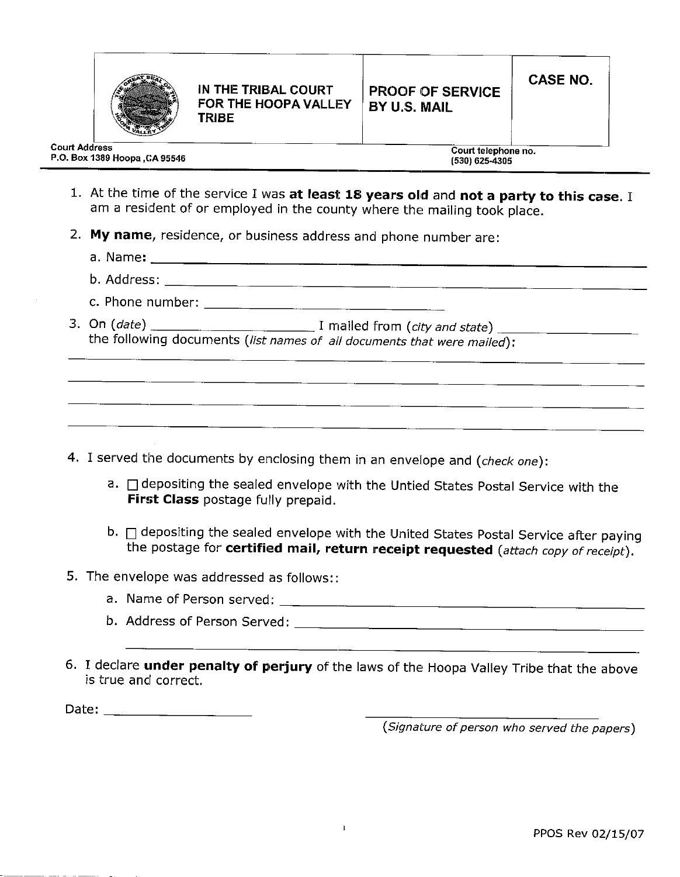| | IN THE TRIBAL COURT FOR THE HOOPA VALLEY TRIBE | PROOF OF SERVICE BY U.S. MAIL | CASE NO. |
|---|---|---|---|

Court Address
P.O. Box 1389 Hoopa ,CA 95546

Court telephone no.
(530) 625-4305

1. At the time of the service I was **at least 18 years old** and **not a party to this case**. I am a resident of or employed in the county where the mailing took place.

2. **My name**, residence, or business address and phone number are:
   a. Name: ______________________________
   b. Address: ______________________________
   c. Phone number: ______________________________

3. On (*date*) ____________________ I mailed from (*city and state*) ____________________ the following documents (*list names of all documents that were mailed*):

______________________________________________________________________

______________________________________________________________________

______________________________________________________________________

______________________________________________________________________

4. I served the documents by enclosing them in an envelope and (*check one*):

   a. ☐ depositing the sealed envelope with the Untied States Postal Service with the **First Class** postage fully prepaid.

   b. ☐ depositing the sealed envelope with the United States Postal Service after paying the postage for **certified mail, return receipt requested** (*attach copy of receipt*).

5. The envelope was addressed as follows::
   a. Name of Person served: ______________________________
   b. Address of Person Served: ______________________________
   ______________________________________________________________________

6. I declare **under penalty of perjury** of the laws of the Hoopa Valley Tribe that the above is true and correct.

Date: ____________________

______________________________
(*Signature of person who served the papers*)

PPOS Rev 02/15/07